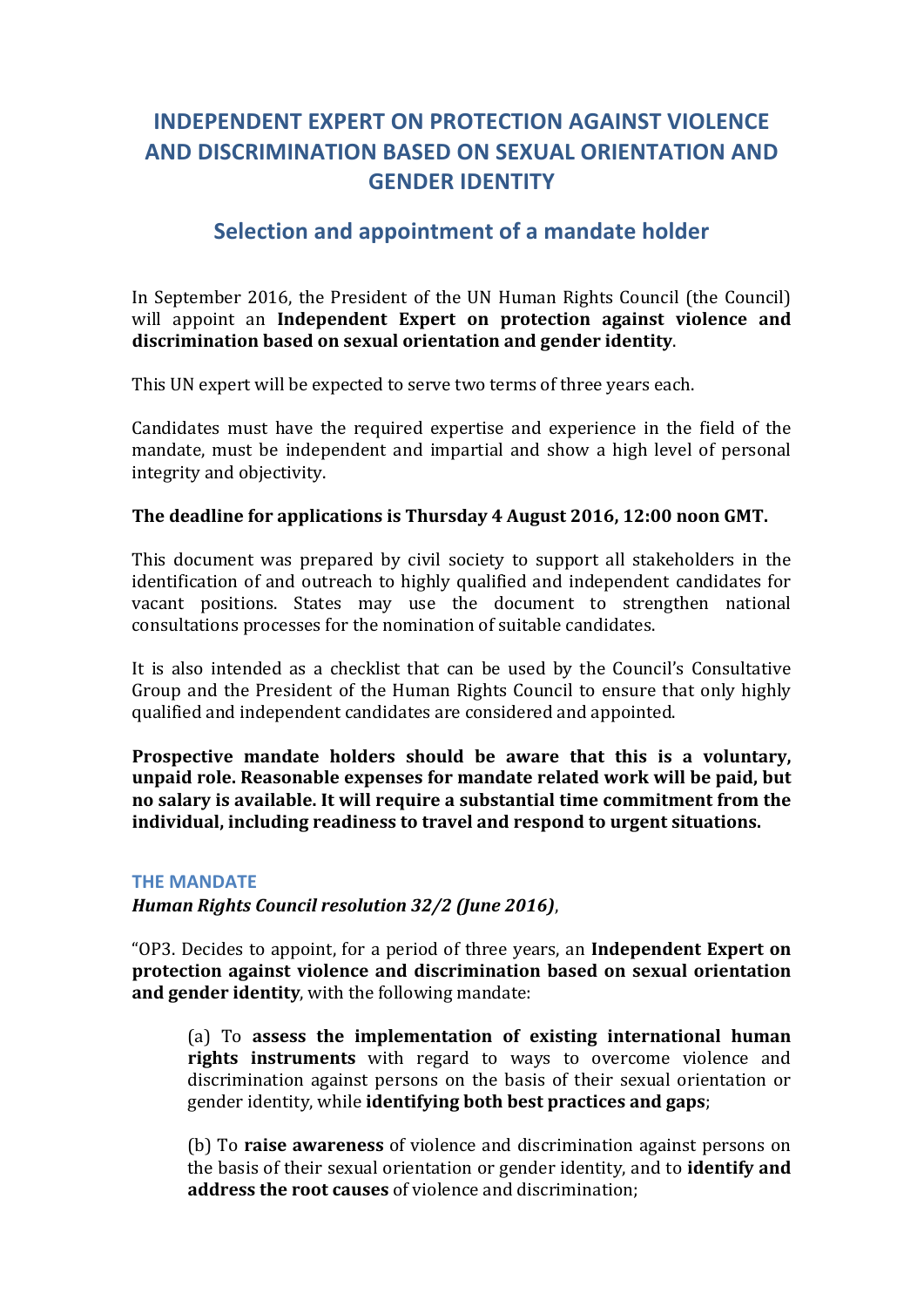# INDEPENDENT EXPERT ON PROTECTION AGAINST VIOLENCE AND DISCRIMINATION BASED ON SEXUAL ORIENTATION AND GENDER IDENTITY

## Selection and appointment of a mandate holder

In September 2016, the President of the UN Human Rights Council (the Council) will appoint an **Independent Expert on protection against violence and discrimination based on sexual orientation and gender identity**.

This UN expert will be expected to serve two terms of three years each.

Candidates must have the required expertise and experience in the field of the mandate, must be independent and impartial and show a high level of personal integrity and objectivity.

**The deadline for applications is Thursday 4 August 2016, 12:00 noon GMT.**

This document was prepared by civil society to support all stakeholders in the identification of and outreach to highly qualified and independent candidates for vacant positions. States may use the document to strengthen national consultations processes for the nomination of suitable candidates.

It is also intended as a checklist that can be used by the Council's Consultative Group and the President of the Human Rights Council to ensure that only highly qualified and independent candidates are considered and appointed.

**Prospective mandate holders should be aware that this is a voluntary, unpaid role. Reasonable expenses for mandate related work will be paid, but no salary is available. It will require a substantial time commitment from the individual, including readiness to travel and respond to urgent situations.**

### THE MANDATE

***Human Rights Council resolution 32/2 (June 2016)***,

"OP3. Decides to appoint, for a period of three years, an **Independent Expert on protection against violence and discrimination based on sexual orientation and gender identity**, with the following mandate:

> (a) To **assess the implementation of existing international human rights instruments** with regard to ways to overcome violence and discrimination against persons on the basis of their sexual orientation or gender identity, while **identifying both best practices and gaps**;
>
> (b) To **raise awareness** of violence and discrimination against persons on the basis of their sexual orientation or gender identity, and to **identify and address the root causes** of violence and discrimination;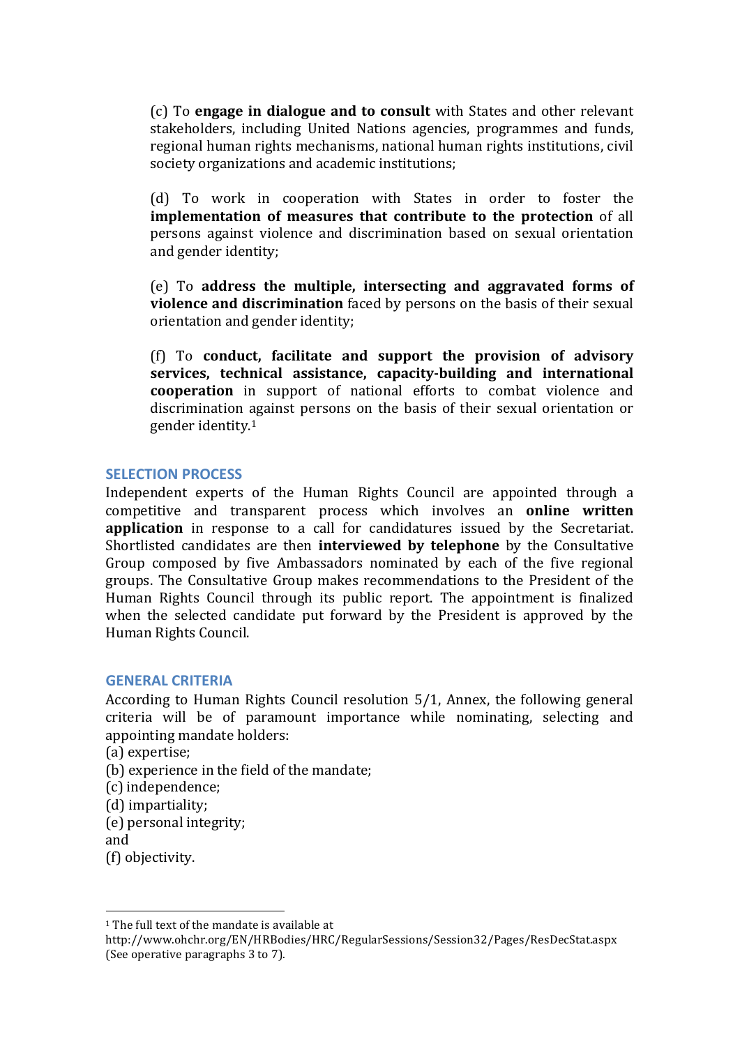(c) To **engage in dialogue and to consult** with States and other relevant stakeholders, including United Nations agencies, programmes and funds, regional human rights mechanisms, national human rights institutions, civil society organizations and academic institutions;

(d) To work in cooperation with States in order to foster the **implementation of measures that contribute to the protection** of all persons against violence and discrimination based on sexual orientation and gender identity;

(e) To **address the multiple, intersecting and aggravated forms of violence and discrimination** faced by persons on the basis of their sexual orientation and gender identity;

(f) To **conduct, facilitate and support the provision of advisory services, technical assistance, capacity-building and international cooperation** in support of national efforts to combat violence and discrimination against persons on the basis of their sexual orientation or gender identity.[1]

## SELECTION PROCESS

Independent experts of the Human Rights Council are appointed through a competitive and transparent process which involves an **online written application** in response to a call for candidatures issued by the Secretariat. Shortlisted candidates are then **interviewed by telephone** by the Consultative Group composed by five Ambassadors nominated by each of the five regional groups. The Consultative Group makes recommendations to the President of the Human Rights Council through its public report. The appointment is finalized when the selected candidate put forward by the President is approved by the Human Rights Council.

## GENERAL CRITERIA

According to Human Rights Council resolution 5/1, Annex, the following general criteria will be of paramount importance while nominating, selecting and appointing mandate holders:

(a) expertise;
(b) experience in the field of the mandate;
(c) independence;
(d) impartiality;
(e) personal integrity;
and
(f) objectivity.

---

[1] The full text of the mandate is available at http://www.ohchr.org/EN/HRBodies/HRC/RegularSessions/Session32/Pages/ResDecStat.aspx (See operative paragraphs 3 to 7).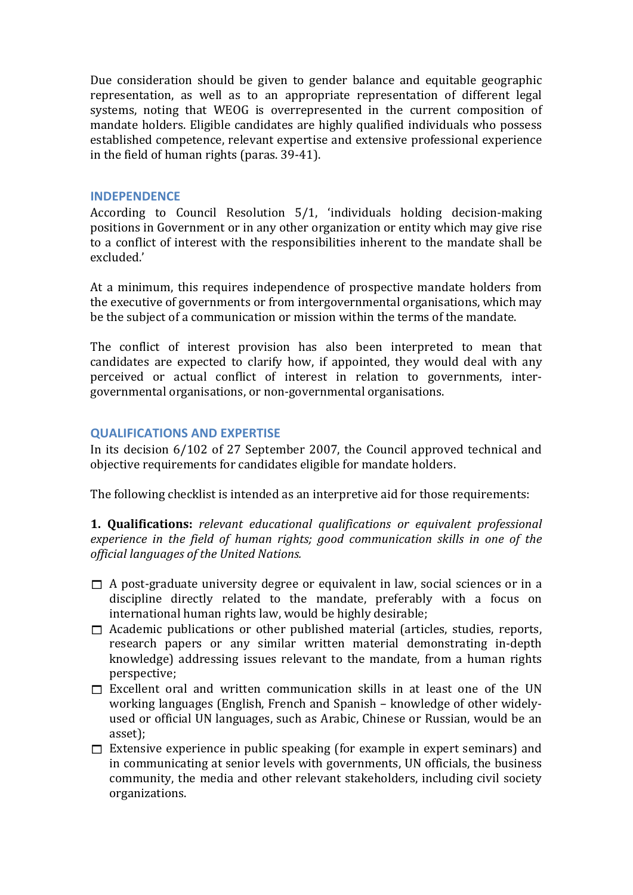Due consideration should be given to gender balance and equitable geographic representation, as well as to an appropriate representation of different legal systems, noting that WEOG is overrepresented in the current composition of mandate holders. Eligible candidates are highly qualified individuals who possess established competence, relevant expertise and extensive professional experience in the field of human rights (paras. 39-41).

## INDEPENDENCE

According to Council Resolution 5/1, 'individuals holding decision-making positions in Government or in any other organization or entity which may give rise to a conflict of interest with the responsibilities inherent to the mandate shall be excluded.'

At a minimum, this requires independence of prospective mandate holders from the executive of governments or from intergovernmental organisations, which may be the subject of a communication or mission within the terms of the mandate.

The conflict of interest provision has also been interpreted to mean that candidates are expected to clarify how, if appointed, they would deal with any perceived or actual conflict of interest in relation to governments, inter-governmental organisations, or non-governmental organisations.

## QUALIFICATIONS AND EXPERTISE

In its decision 6/102 of 27 September 2007, the Council approved technical and objective requirements for candidates eligible for mandate holders.

The following checklist is intended as an interpretive aid for those requirements:

**1. Qualifications:** *relevant educational qualifications or equivalent professional experience in the field of human rights; good communication skills in one of the official languages of the United Nations.*

- ☐ A post-graduate university degree or equivalent in law, social sciences or in a discipline directly related to the mandate, preferably with a focus on international human rights law, would be highly desirable;
- ☐ Academic publications or other published material (articles, studies, reports, research papers or any similar written material demonstrating in-depth knowledge) addressing issues relevant to the mandate, from a human rights perspective;
- ☐ Excellent oral and written communication skills in at least one of the UN working languages (English, French and Spanish – knowledge of other widely-used or official UN languages, such as Arabic, Chinese or Russian, would be an asset);
- ☐ Extensive experience in public speaking (for example in expert seminars) and in communicating at senior levels with governments, UN officials, the business community, the media and other relevant stakeholders, including civil society organizations.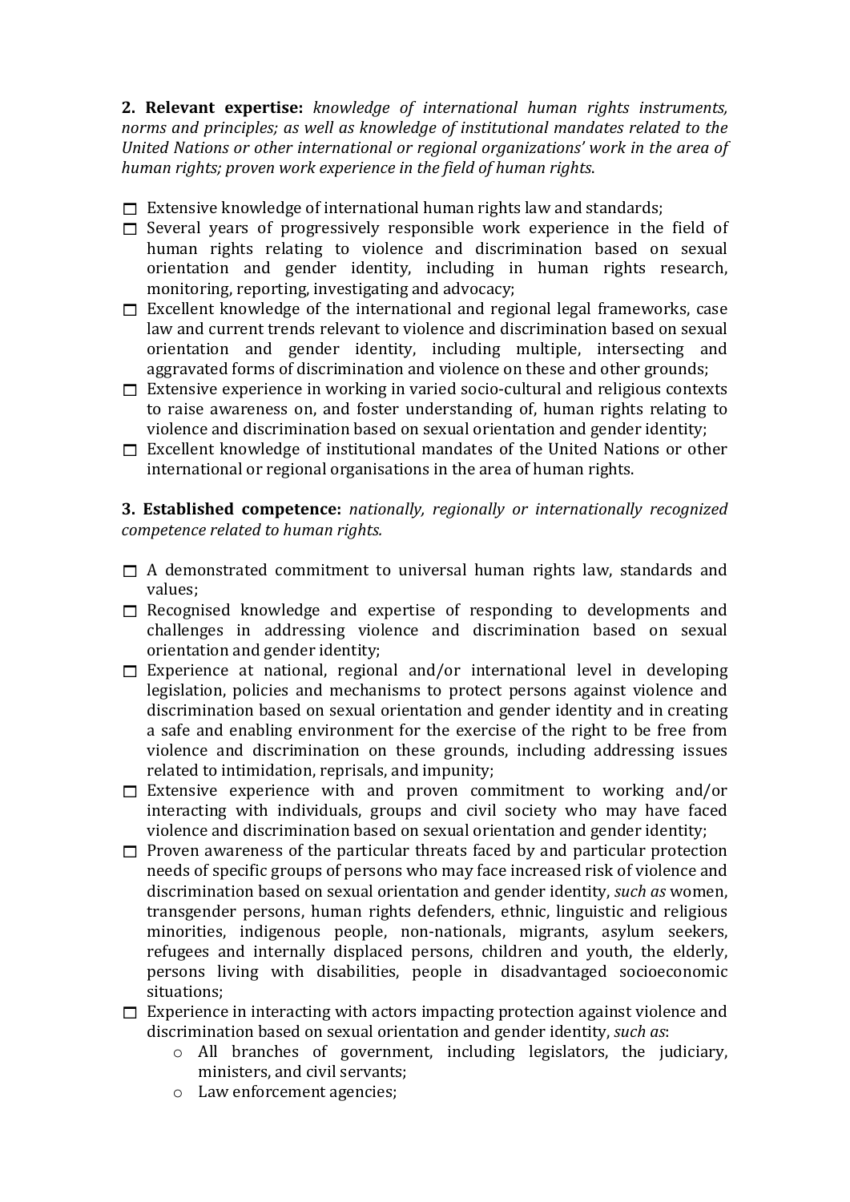**2. Relevant expertise:** *knowledge of international human rights instruments, norms and principles; as well as knowledge of institutional mandates related to the United Nations or other international or regional organizations' work in the area of human rights; proven work experience in the field of human rights.*

- ☐ Extensive knowledge of international human rights law and standards;
- ☐ Several years of progressively responsible work experience in the field of human rights relating to violence and discrimination based on sexual orientation and gender identity, including in human rights research, monitoring, reporting, investigating and advocacy;
- ☐ Excellent knowledge of the international and regional legal frameworks, case law and current trends relevant to violence and discrimination based on sexual orientation and gender identity, including multiple, intersecting and aggravated forms of discrimination and violence on these and other grounds;
- ☐ Extensive experience in working in varied socio-cultural and religious contexts to raise awareness on, and foster understanding of, human rights relating to violence and discrimination based on sexual orientation and gender identity;
- ☐ Excellent knowledge of institutional mandates of the United Nations or other international or regional organisations in the area of human rights.

**3. Established competence:** *nationally, regionally or internationally recognized competence related to human rights.*

- ☐ A demonstrated commitment to universal human rights law, standards and values;
- ☐ Recognised knowledge and expertise of responding to developments and challenges in addressing violence and discrimination based on sexual orientation and gender identity;
- ☐ Experience at national, regional and/or international level in developing legislation, policies and mechanisms to protect persons against violence and discrimination based on sexual orientation and gender identity and in creating a safe and enabling environment for the exercise of the right to be free from violence and discrimination on these grounds, including addressing issues related to intimidation, reprisals, and impunity;
- ☐ Extensive experience with and proven commitment to working and/or interacting with individuals, groups and civil society who may have faced violence and discrimination based on sexual orientation and gender identity;
- ☐ Proven awareness of the particular threats faced by and particular protection needs of specific groups of persons who may face increased risk of violence and discrimination based on sexual orientation and gender identity, *such as* women, transgender persons, human rights defenders, ethnic, linguistic and religious minorities, indigenous people, non-nationals, migrants, asylum seekers, refugees and internally displaced persons, children and youth, the elderly, persons living with disabilities, people in disadvantaged socioeconomic situations;
- ☐ Experience in interacting with actors impacting protection against violence and discrimination based on sexual orientation and gender identity, *such as*:
  - All branches of government, including legislators, the judiciary, ministers, and civil servants;
  - Law enforcement agencies;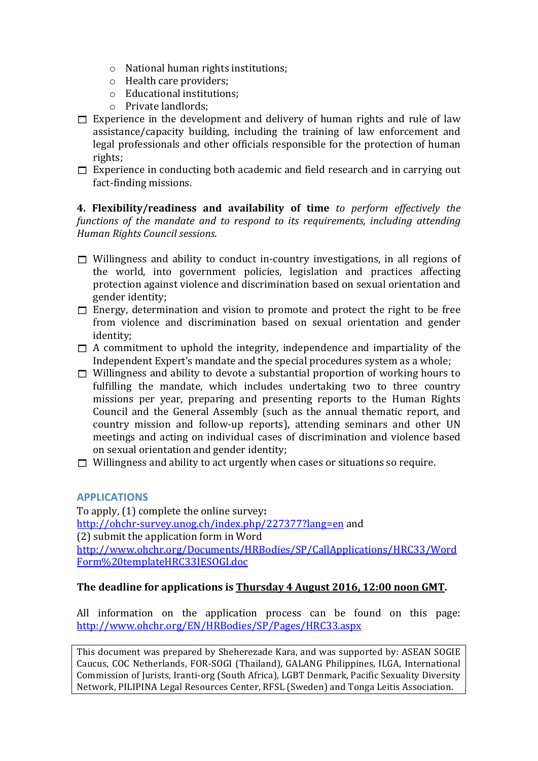- National human rights institutions;
  - Health care providers;
  - Educational institutions;
  - Private landlords;
- Experience in the development and delivery of human rights and rule of law assistance/capacity building, including the training of law enforcement and legal professionals and other officials responsible for the protection of human rights;
- Experience in conducting both academic and field research and in carrying out fact-finding missions.

**4. Flexibility/readiness and availability of time** *to perform effectively the functions of the mandate and to respond to its requirements, including attending Human Rights Council sessions.*

- Willingness and ability to conduct in-country investigations, in all regions of the world, into government policies, legislation and practices affecting protection against violence and discrimination based on sexual orientation and gender identity;
- Energy, determination and vision to promote and protect the right to be free from violence and discrimination based on sexual orientation and gender identity;
- A commitment to uphold the integrity, independence and impartiality of the Independent Expert's mandate and the special procedures system as a whole;
- Willingness and ability to devote a substantial proportion of working hours to fulfilling the mandate, which includes undertaking two to three country missions per year, preparing and presenting reports to the Human Rights Council and the General Assembly (such as the annual thematic report, and country mission and follow-up reports), attending seminars and other UN meetings and acting on individual cases of discrimination and violence based on sexual orientation and gender identity;
- Willingness and ability to act urgently when cases or situations so require.

## APPLICATIONS

To apply, (1) complete the online survey**:**
http://ohchr-survey.unog.ch/index.php/227377?lang=en and
(2) submit the application form in Word
http://www.ohchr.org/Documents/HRBodies/SP/CallApplications/HRC33/Word Form%20templateHRC33IESOGI.doc

**The deadline for applications is Thursday 4 August 2016, 12:00 noon GMT.**

All information on the application process can be found on this page: http://www.ohchr.org/EN/HRBodies/SP/Pages/HRC33.aspx

This document was prepared by Sheherezade Kara, and was supported by: ASEAN SOGIE Caucus, COC Netherlands, FOR-SOGI (Thailand), GALANG Philippines, ILGA, International Commission of Jurists, Iranti-org (South Africa), LGBT Denmark, Pacific Sexuality Diversity Network, PILIPINA Legal Resources Center, RFSL (Sweden) and Tonga Leitis Association.